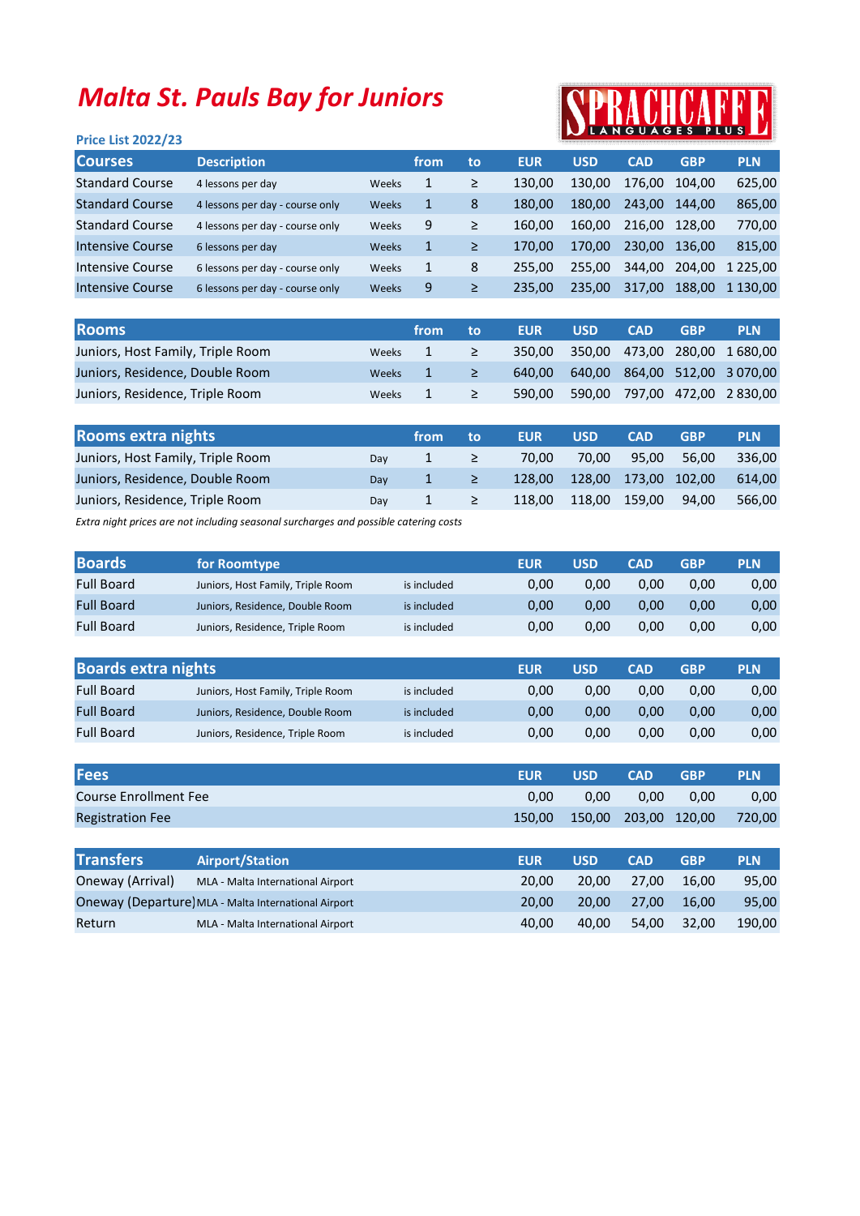# Malta St. Pauls Bay for Juniors

SPRACHCAFFE LANGUAGES PLUS

**Price List 2022/23**

| Courses | Description | | from | to | EUR | USD | CAD | GBP | PLN |
|---|---|---|---|---|---|---|---|---|---|
| Standard Course | 4 lessons per day | Weeks | 1 | ≥ | 130,00 | 130,00 | 176,00 | 104,00 | 625,00 |
| Standard Course | 4 lessons per day - course only | Weeks | 1 | 8 | 180,00 | 180,00 | 243,00 | 144,00 | 865,00 |
| Standard Course | 4 lessons per day - course only | Weeks | 9 | ≥ | 160,00 | 160,00 | 216,00 | 128,00 | 770,00 |
| Intensive Course | 6 lessons per day | Weeks | 1 | ≥ | 170,00 | 170,00 | 230,00 | 136,00 | 815,00 |
| Intensive Course | 6 lessons per day - course only | Weeks | 1 | 8 | 255,00 | 255,00 | 344,00 | 204,00 | 1 225,00 |
| Intensive Course | 6 lessons per day - course only | Weeks | 9 | ≥ | 235,00 | 235,00 | 317,00 | 188,00 | 1 130,00 |

| Rooms | | from | to | EUR | USD | CAD | GBP | PLN |
|---|---|---|---|---|---|---|---|---|
| Juniors, Host Family, Triple Room | Weeks | 1 | ≥ | 350,00 | 350,00 | 473,00 | 280,00 | 1 680,00 |
| Juniors, Residence, Double Room | Weeks | 1 | ≥ | 640,00 | 640,00 | 864,00 | 512,00 | 3 070,00 |
| Juniors, Residence, Triple Room | Weeks | 1 | ≥ | 590,00 | 590,00 | 797,00 | 472,00 | 2 830,00 |

| Rooms extra nights | | from | to | EUR | USD | CAD | GBP | PLN |
|---|---|---|---|---|---|---|---|---|
| Juniors, Host Family, Triple Room | Day | 1 | ≥ | 70,00 | 70,00 | 95,00 | 56,00 | 336,00 |
| Juniors, Residence, Double Room | Day | 1 | ≥ | 128,00 | 128,00 | 173,00 | 102,00 | 614,00 |
| Juniors, Residence, Triple Room | Day | 1 | ≥ | 118,00 | 118,00 | 159,00 | 94,00 | 566,00 |

*Extra night prices are not including seasonal surcharges and possible catering costs*

| Boards | for Roomtype | | EUR | USD | CAD | GBP | PLN |
|---|---|---|---|---|---|---|---|
| Full Board | Juniors, Host Family, Triple Room | is included | 0,00 | 0,00 | 0,00 | 0,00 | 0,00 |
| Full Board | Juniors, Residence, Double Room | is included | 0,00 | 0,00 | 0,00 | 0,00 | 0,00 |
| Full Board | Juniors, Residence, Triple Room | is included | 0,00 | 0,00 | 0,00 | 0,00 | 0,00 |

| Boards extra nights | | | EUR | USD | CAD | GBP | PLN |
|---|---|---|---|---|---|---|---|
| Full Board | Juniors, Host Family, Triple Room | is included | 0,00 | 0,00 | 0,00 | 0,00 | 0,00 |
| Full Board | Juniors, Residence, Double Room | is included | 0,00 | 0,00 | 0,00 | 0,00 | 0,00 |
| Full Board | Juniors, Residence, Triple Room | is included | 0,00 | 0,00 | 0,00 | 0,00 | 0,00 |

| Fees | EUR | USD | CAD | GBP | PLN |
|---|---|---|---|---|---|
| Course Enrollment Fee | 0,00 | 0,00 | 0,00 | 0,00 | 0,00 |
| Registration Fee | 150,00 | 150,00 | 203,00 | 120,00 | 720,00 |

| Transfers | Airport/Station | EUR | USD | CAD | GBP | PLN |
|---|---|---|---|---|---|---|
| Oneway (Arrival) | MLA - Malta International Airport | 20,00 | 20,00 | 27,00 | 16,00 | 95,00 |
| Oneway (Departure) | MLA - Malta International Airport | 20,00 | 20,00 | 27,00 | 16,00 | 95,00 |
| Return | MLA - Malta International Airport | 40,00 | 40,00 | 54,00 | 32,00 | 190,00 |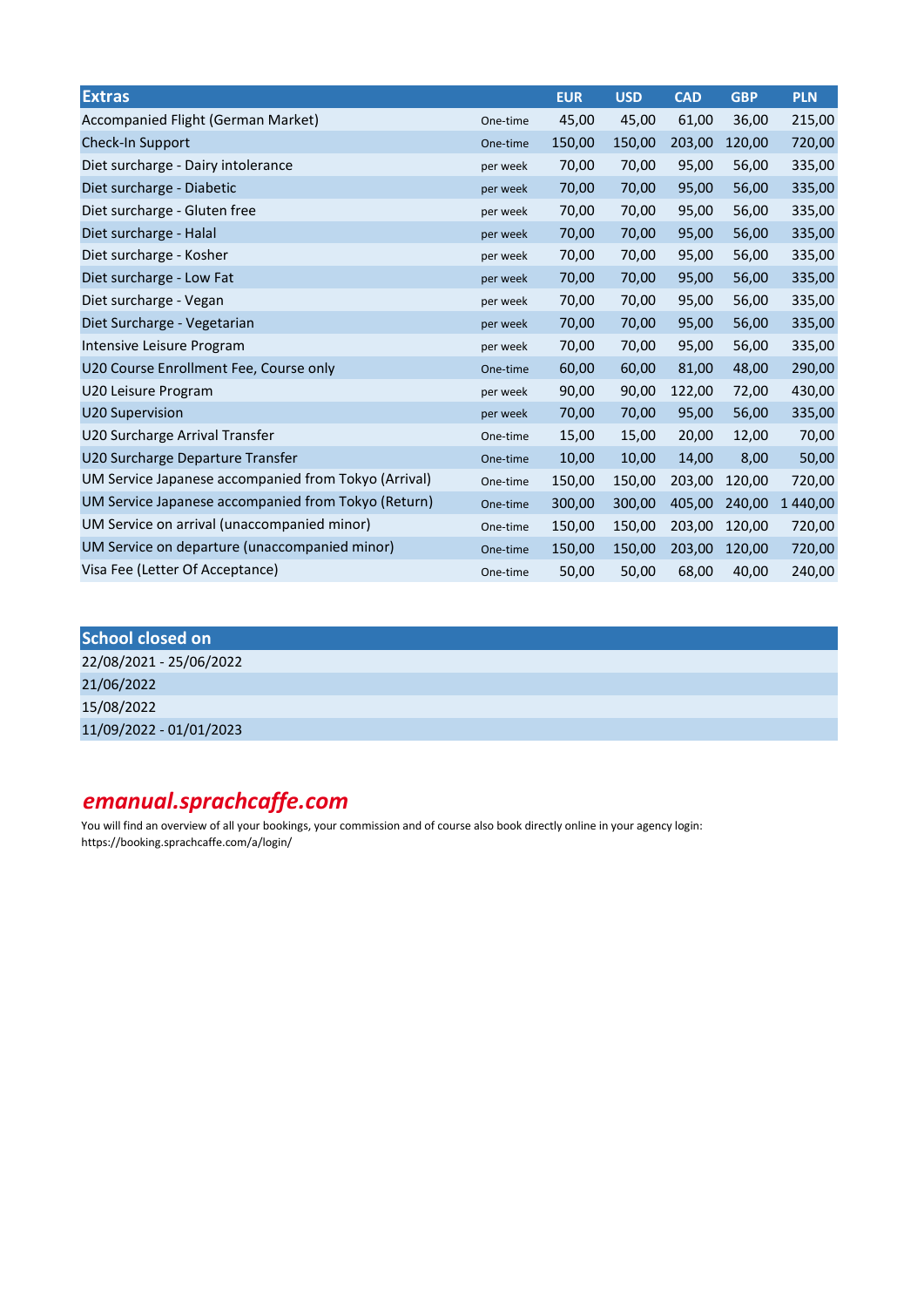| Extras | | EUR | USD | CAD | GBP | PLN |
|---|---|---|---|---|---|---|
| Accompanied Flight (German Market) | One-time | 45,00 | 45,00 | 61,00 | 36,00 | 215,00 |
| Check-In Support | One-time | 150,00 | 150,00 | 203,00 | 120,00 | 720,00 |
| Diet surcharge - Dairy intolerance | per week | 70,00 | 70,00 | 95,00 | 56,00 | 335,00 |
| Diet surcharge - Diabetic | per week | 70,00 | 70,00 | 95,00 | 56,00 | 335,00 |
| Diet surcharge - Gluten free | per week | 70,00 | 70,00 | 95,00 | 56,00 | 335,00 |
| Diet surcharge - Halal | per week | 70,00 | 70,00 | 95,00 | 56,00 | 335,00 |
| Diet surcharge - Kosher | per week | 70,00 | 70,00 | 95,00 | 56,00 | 335,00 |
| Diet surcharge - Low Fat | per week | 70,00 | 70,00 | 95,00 | 56,00 | 335,00 |
| Diet surcharge - Vegan | per week | 70,00 | 70,00 | 95,00 | 56,00 | 335,00 |
| Diet Surcharge - Vegetarian | per week | 70,00 | 70,00 | 95,00 | 56,00 | 335,00 |
| Intensive Leisure Program | per week | 70,00 | 70,00 | 95,00 | 56,00 | 335,00 |
| U20 Course Enrollment Fee, Course only | One-time | 60,00 | 60,00 | 81,00 | 48,00 | 290,00 |
| U20 Leisure Program | per week | 90,00 | 90,00 | 122,00 | 72,00 | 430,00 |
| U20 Supervision | per week | 70,00 | 70,00 | 95,00 | 56,00 | 335,00 |
| U20 Surcharge Arrival Transfer | One-time | 15,00 | 15,00 | 20,00 | 12,00 | 70,00 |
| U20 Surcharge Departure Transfer | One-time | 10,00 | 10,00 | 14,00 | 8,00 | 50,00 |
| UM Service Japanese accompanied from Tokyo (Arrival) | One-time | 150,00 | 150,00 | 203,00 | 120,00 | 720,00 |
| UM Service Japanese accompanied from Tokyo (Return) | One-time | 300,00 | 300,00 | 405,00 | 240,00 | 1 440,00 |
| UM Service on arrival (unaccompanied minor) | One-time | 150,00 | 150,00 | 203,00 | 120,00 | 720,00 |
| UM Service on departure (unaccompanied minor) | One-time | 150,00 | 150,00 | 203,00 | 120,00 | 720,00 |
| Visa Fee (Letter Of Acceptance) | One-time | 50,00 | 50,00 | 68,00 | 40,00 | 240,00 |

| School closed on |
|---|
| 22/08/2021 - 25/06/2022 |
| 21/06/2022 |
| 15/08/2022 |
| 11/09/2022 - 01/01/2023 |

## *emanual.sprachcaffe.com*

You will find an overview of all your bookings, your commission and of course also book directly online in your agency login:
https://booking.sprachcaffe.com/a/login/